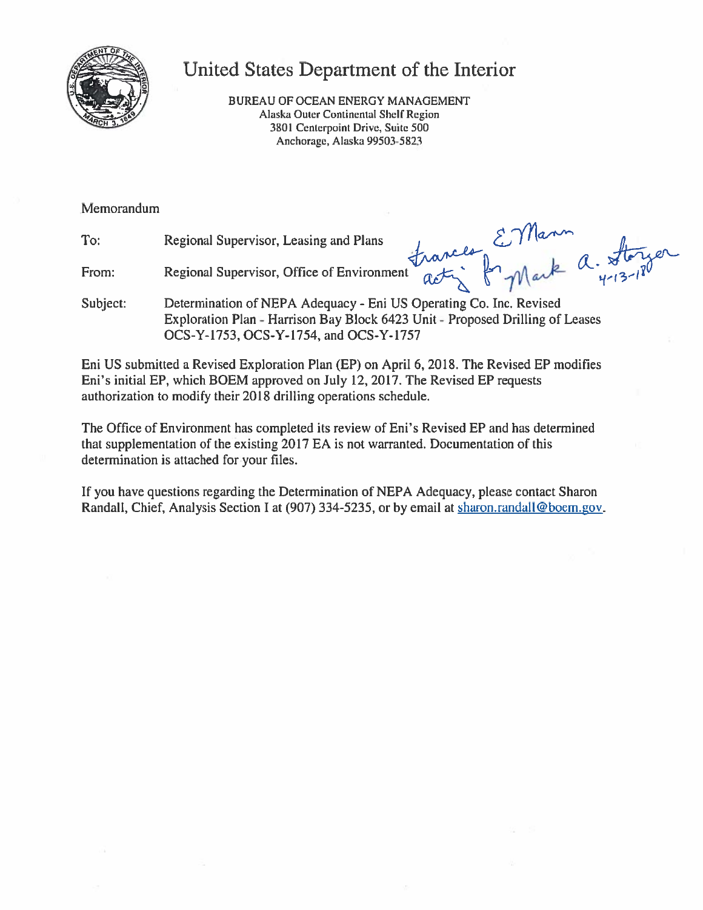# United States Department of the Interior

BUREAU OF OCEAN ENERGY MANAGEMENT
Alaska Outer Continental Shelf Region
3801 Centerpoint Drive, Suite 500
Anchorage, Alaska 99503-5823

Memorandum

To: Regional Supervisor, Leasing and Plans

From: Regional Supervisor, Office of Environment

Frances E Mann acting for Mark A. Storzer 4-13-18

Subject: Determination of NEPA Adequacy - Eni US Operating Co. Inc. Revised Exploration Plan - Harrison Bay Block 6423 Unit - Proposed Drilling of Leases OCS-Y-1753, OCS-Y-1754, and OCS-Y-1757

Eni US submitted a Revised Exploration Plan (EP) on April 6, 2018. The Revised EP modifies Eni's initial EP, which BOEM approved on July 12, 2017. The Revised EP requests authorization to modify their 2018 drilling operations schedule.

The Office of Environment has completed its review of Eni's Revised EP and has determined that supplementation of the existing 2017 EA is not warranted. Documentation of this determination is attached for your files.

If you have questions regarding the Determination of NEPA Adequacy, please contact Sharon Randall, Chief, Analysis Section I at (907) 334-5235, or by email at sharon.randall@boem.gov.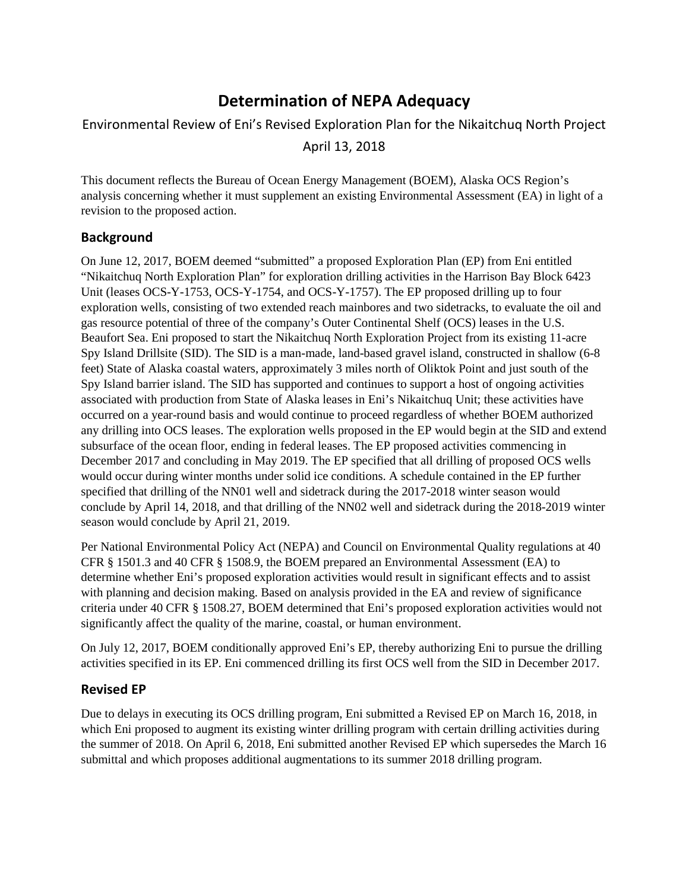# Determination of NEPA Adequacy

Environmental Review of Eni's Revised Exploration Plan for the Nikaitchuq North Project

April 13, 2018

This document reflects the Bureau of Ocean Energy Management (BOEM), Alaska OCS Region's analysis concerning whether it must supplement an existing Environmental Assessment (EA) in light of a revision to the proposed action.

## Background

On June 12, 2017, BOEM deemed "submitted" a proposed Exploration Plan (EP) from Eni entitled "Nikaitchuq North Exploration Plan" for exploration drilling activities in the Harrison Bay Block 6423 Unit (leases OCS-Y-1753, OCS-Y-1754, and OCS-Y-1757). The EP proposed drilling up to four exploration wells, consisting of two extended reach mainbores and two sidetracks, to evaluate the oil and gas resource potential of three of the company's Outer Continental Shelf (OCS) leases in the U.S. Beaufort Sea. Eni proposed to start the Nikaitchuq North Exploration Project from its existing 11-acre Spy Island Drillsite (SID). The SID is a man-made, land-based gravel island, constructed in shallow (6-8 feet) State of Alaska coastal waters, approximately 3 miles north of Oliktok Point and just south of the Spy Island barrier island. The SID has supported and continues to support a host of ongoing activities associated with production from State of Alaska leases in Eni's Nikaitchuq Unit; these activities have occurred on a year-round basis and would continue to proceed regardless of whether BOEM authorized any drilling into OCS leases. The exploration wells proposed in the EP would begin at the SID and extend subsurface of the ocean floor, ending in federal leases. The EP proposed activities commencing in December 2017 and concluding in May 2019. The EP specified that all drilling of proposed OCS wells would occur during winter months under solid ice conditions. A schedule contained in the EP further specified that drilling of the NN01 well and sidetrack during the 2017-2018 winter season would conclude by April 14, 2018, and that drilling of the NN02 well and sidetrack during the 2018-2019 winter season would conclude by April 21, 2019.

Per National Environmental Policy Act (NEPA) and Council on Environmental Quality regulations at 40 CFR § 1501.3 and 40 CFR § 1508.9, the BOEM prepared an Environmental Assessment (EA) to determine whether Eni's proposed exploration activities would result in significant effects and to assist with planning and decision making. Based on analysis provided in the EA and review of significance criteria under 40 CFR § 1508.27, BOEM determined that Eni's proposed exploration activities would not significantly affect the quality of the marine, coastal, or human environment.

On July 12, 2017, BOEM conditionally approved Eni's EP, thereby authorizing Eni to pursue the drilling activities specified in its EP. Eni commenced drilling its first OCS well from the SID in December 2017.

## Revised EP

Due to delays in executing its OCS drilling program, Eni submitted a Revised EP on March 16, 2018, in which Eni proposed to augment its existing winter drilling program with certain drilling activities during the summer of 2018. On April 6, 2018, Eni submitted another Revised EP which supersedes the March 16 submittal and which proposes additional augmentations to its summer 2018 drilling program.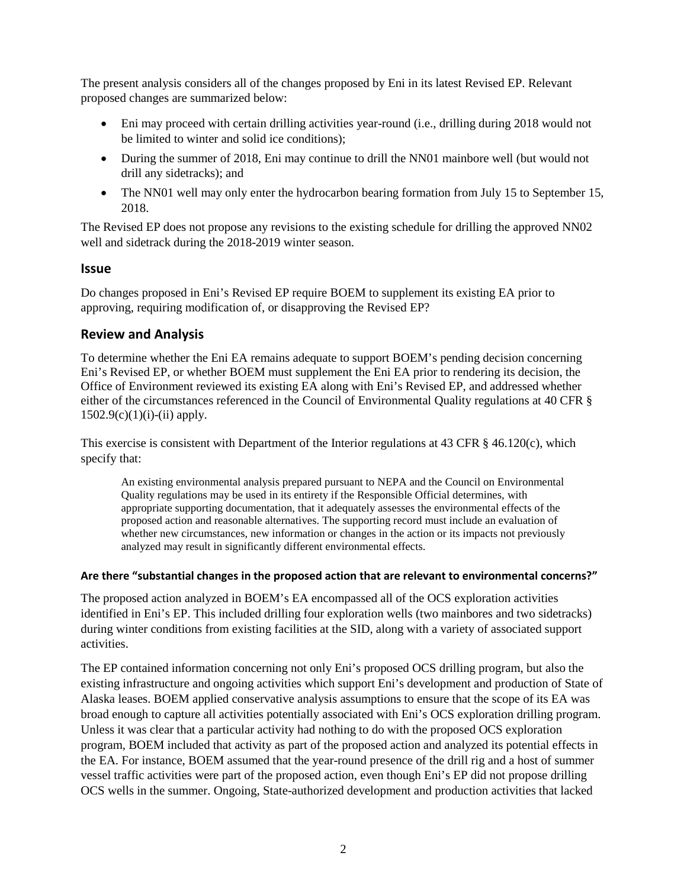The present analysis considers all of the changes proposed by Eni in its latest Revised EP. Relevant proposed changes are summarized below:

- Eni may proceed with certain drilling activities year-round (i.e., drilling during 2018 would not be limited to winter and solid ice conditions);
- During the summer of 2018, Eni may continue to drill the NN01 mainbore well (but would not drill any sidetracks); and
- The NN01 well may only enter the hydrocarbon bearing formation from July 15 to September 15, 2018.

The Revised EP does not propose any revisions to the existing schedule for drilling the approved NN02 well and sidetrack during the 2018-2019 winter season.

## Issue

Do changes proposed in Eni's Revised EP require BOEM to supplement its existing EA prior to approving, requiring modification of, or disapproving the Revised EP?

## Review and Analysis

To determine whether the Eni EA remains adequate to support BOEM's pending decision concerning Eni's Revised EP, or whether BOEM must supplement the Eni EA prior to rendering its decision, the Office of Environment reviewed its existing EA along with Eni's Revised EP, and addressed whether either of the circumstances referenced in the Council of Environmental Quality regulations at 40 CFR § 1502.9(c)(1)(i)-(ii) apply.

This exercise is consistent with Department of the Interior regulations at 43 CFR § 46.120(c), which specify that:

> An existing environmental analysis prepared pursuant to NEPA and the Council on Environmental Quality regulations may be used in its entirety if the Responsible Official determines, with appropriate supporting documentation, that it adequately assesses the environmental effects of the proposed action and reasonable alternatives. The supporting record must include an evaluation of whether new circumstances, new information or changes in the action or its impacts not previously analyzed may result in significantly different environmental effects.

#### Are there "substantial changes in the proposed action that are relevant to environmental concerns?"

The proposed action analyzed in BOEM's EA encompassed all of the OCS exploration activities identified in Eni's EP. This included drilling four exploration wells (two mainbores and two sidetracks) during winter conditions from existing facilities at the SID, along with a variety of associated support activities.

The EP contained information concerning not only Eni's proposed OCS drilling program, but also the existing infrastructure and ongoing activities which support Eni's development and production of State of Alaska leases. BOEM applied conservative analysis assumptions to ensure that the scope of its EA was broad enough to capture all activities potentially associated with Eni's OCS exploration drilling program. Unless it was clear that a particular activity had nothing to do with the proposed OCS exploration program, BOEM included that activity as part of the proposed action and analyzed its potential effects in the EA. For instance, BOEM assumed that the year-round presence of the drill rig and a host of summer vessel traffic activities were part of the proposed action, even though Eni's EP did not propose drilling OCS wells in the summer. Ongoing, State-authorized development and production activities that lacked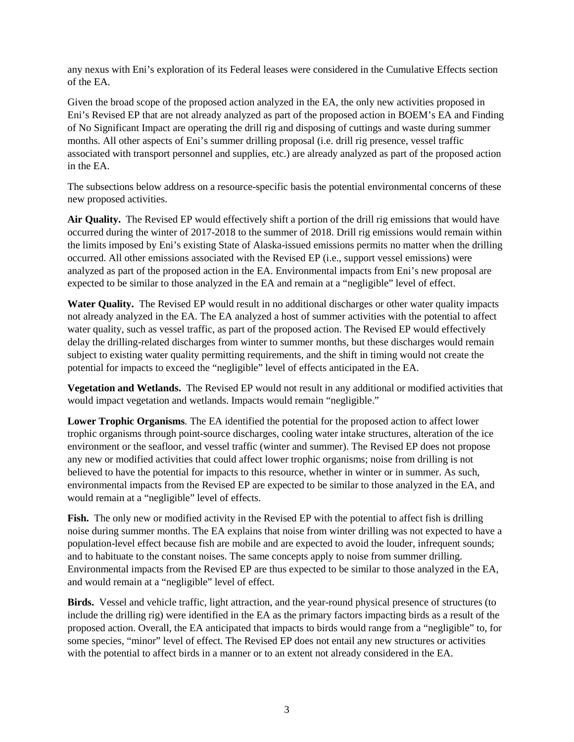any nexus with Eni's exploration of its Federal leases were considered in the Cumulative Effects section of the EA.

Given the broad scope of the proposed action analyzed in the EA, the only new activities proposed in Eni's Revised EP that are not already analyzed as part of the proposed action in BOEM's EA and Finding of No Significant Impact are operating the drill rig and disposing of cuttings and waste during summer months. All other aspects of Eni's summer drilling proposal (i.e. drill rig presence, vessel traffic associated with transport personnel and supplies, etc.) are already analyzed as part of the proposed action in the EA.

The subsections below address on a resource-specific basis the potential environmental concerns of these new proposed activities.

**Air Quality.** The Revised EP would effectively shift a portion of the drill rig emissions that would have occurred during the winter of 2017-2018 to the summer of 2018. Drill rig emissions would remain within the limits imposed by Eni's existing State of Alaska-issued emissions permits no matter when the drilling occurred. All other emissions associated with the Revised EP (i.e., support vessel emissions) were analyzed as part of the proposed action in the EA. Environmental impacts from Eni's new proposal are expected to be similar to those analyzed in the EA and remain at a "negligible" level of effect.

**Water Quality.** The Revised EP would result in no additional discharges or other water quality impacts not already analyzed in the EA. The EA analyzed a host of summer activities with the potential to affect water quality, such as vessel traffic, as part of the proposed action. The Revised EP would effectively delay the drilling-related discharges from winter to summer months, but these discharges would remain subject to existing water quality permitting requirements, and the shift in timing would not create the potential for impacts to exceed the "negligible" level of effects anticipated in the EA.

**Vegetation and Wetlands.** The Revised EP would not result in any additional or modified activities that would impact vegetation and wetlands. Impacts would remain "negligible."

**Lower Trophic Organisms***.* The EA identified the potential for the proposed action to affect lower trophic organisms through point-source discharges, cooling water intake structures, alteration of the ice environment or the seafloor, and vessel traffic (winter and summer). The Revised EP does not propose any new or modified activities that could affect lower trophic organisms; noise from drilling is not believed to have the potential for impacts to this resource, whether in winter or in summer. As such, environmental impacts from the Revised EP are expected to be similar to those analyzed in the EA, and would remain at a "negligible" level of effects.

**Fish.** The only new or modified activity in the Revised EP with the potential to affect fish is drilling noise during summer months. The EA explains that noise from winter drilling was not expected to have a population-level effect because fish are mobile and are expected to avoid the louder, infrequent sounds; and to habituate to the constant noises. The same concepts apply to noise from summer drilling. Environmental impacts from the Revised EP are thus expected to be similar to those analyzed in the EA, and would remain at a "negligible" level of effect.

**Birds.** Vessel and vehicle traffic, light attraction, and the year-round physical presence of structures (to include the drilling rig) were identified in the EA as the primary factors impacting birds as a result of the proposed action. Overall, the EA anticipated that impacts to birds would range from a "negligible" to, for some species, "minor" level of effect. The Revised EP does not entail any new structures or activities with the potential to affect birds in a manner or to an extent not already considered in the EA.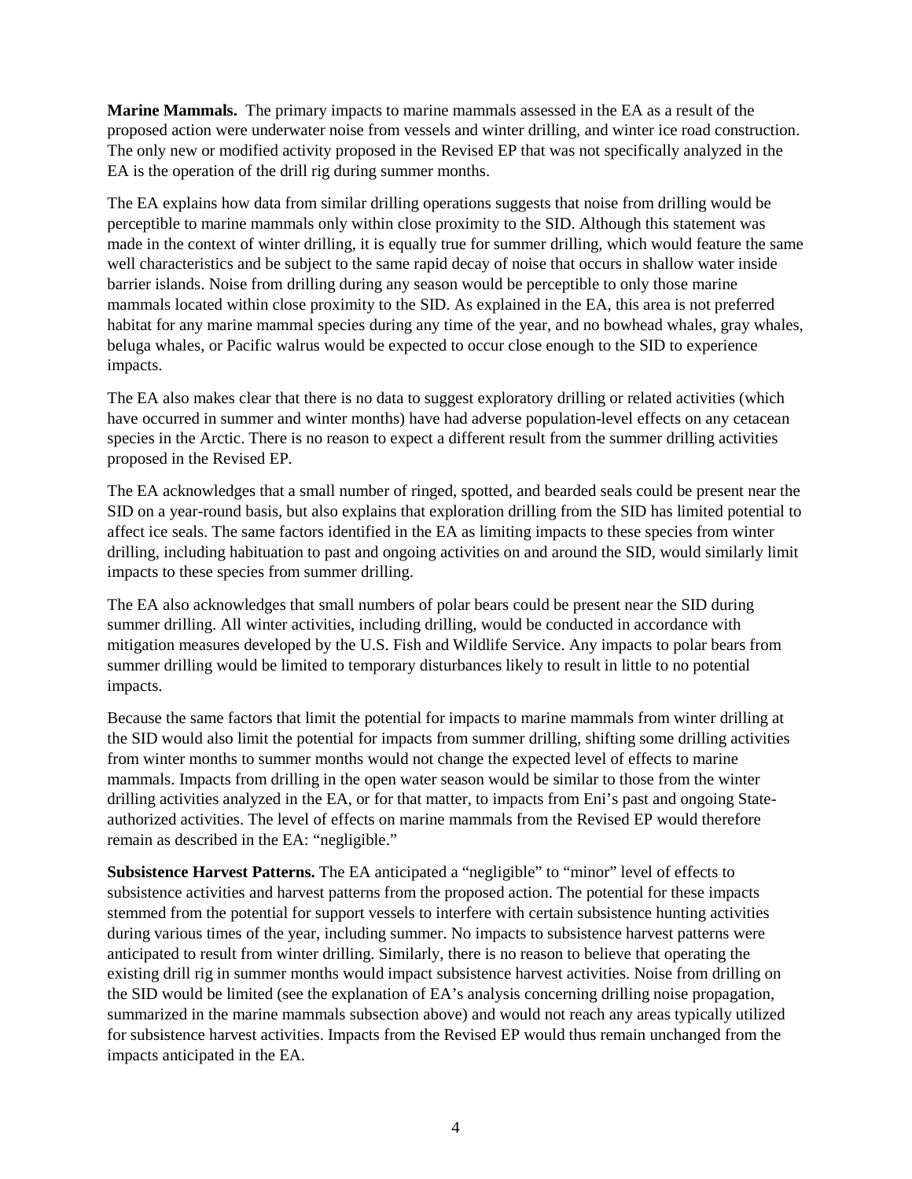**Marine Mammals.** The primary impacts to marine mammals assessed in the EA as a result of the proposed action were underwater noise from vessels and winter drilling, and winter ice road construction. The only new or modified activity proposed in the Revised EP that was not specifically analyzed in the EA is the operation of the drill rig during summer months.

The EA explains how data from similar drilling operations suggests that noise from drilling would be perceptible to marine mammals only within close proximity to the SID. Although this statement was made in the context of winter drilling, it is equally true for summer drilling, which would feature the same well characteristics and be subject to the same rapid decay of noise that occurs in shallow water inside barrier islands. Noise from drilling during any season would be perceptible to only those marine mammals located within close proximity to the SID. As explained in the EA, this area is not preferred habitat for any marine mammal species during any time of the year, and no bowhead whales, gray whales, beluga whales, or Pacific walrus would be expected to occur close enough to the SID to experience impacts.

The EA also makes clear that there is no data to suggest exploratory drilling or related activities (which have occurred in summer and winter months) have had adverse population-level effects on any cetacean species in the Arctic. There is no reason to expect a different result from the summer drilling activities proposed in the Revised EP.

The EA acknowledges that a small number of ringed, spotted, and bearded seals could be present near the SID on a year-round basis, but also explains that exploration drilling from the SID has limited potential to affect ice seals. The same factors identified in the EA as limiting impacts to these species from winter drilling, including habituation to past and ongoing activities on and around the SID, would similarly limit impacts to these species from summer drilling.

The EA also acknowledges that small numbers of polar bears could be present near the SID during summer drilling. All winter activities, including drilling, would be conducted in accordance with mitigation measures developed by the U.S. Fish and Wildlife Service. Any impacts to polar bears from summer drilling would be limited to temporary disturbances likely to result in little to no potential impacts.

Because the same factors that limit the potential for impacts to marine mammals from winter drilling at the SID would also limit the potential for impacts from summer drilling, shifting some drilling activities from winter months to summer months would not change the expected level of effects to marine mammals. Impacts from drilling in the open water season would be similar to those from the winter drilling activities analyzed in the EA, or for that matter, to impacts from Eni's past and ongoing State-authorized activities. The level of effects on marine mammals from the Revised EP would therefore remain as described in the EA: "negligible."

**Subsistence Harvest Patterns.** The EA anticipated a "negligible" to "minor" level of effects to subsistence activities and harvest patterns from the proposed action. The potential for these impacts stemmed from the potential for support vessels to interfere with certain subsistence hunting activities during various times of the year, including summer. No impacts to subsistence harvest patterns were anticipated to result from winter drilling. Similarly, there is no reason to believe that operating the existing drill rig in summer months would impact subsistence harvest activities. Noise from drilling on the SID would be limited (see the explanation of EA's analysis concerning drilling noise propagation, summarized in the marine mammals subsection above) and would not reach any areas typically utilized for subsistence harvest activities. Impacts from the Revised EP would thus remain unchanged from the impacts anticipated in the EA.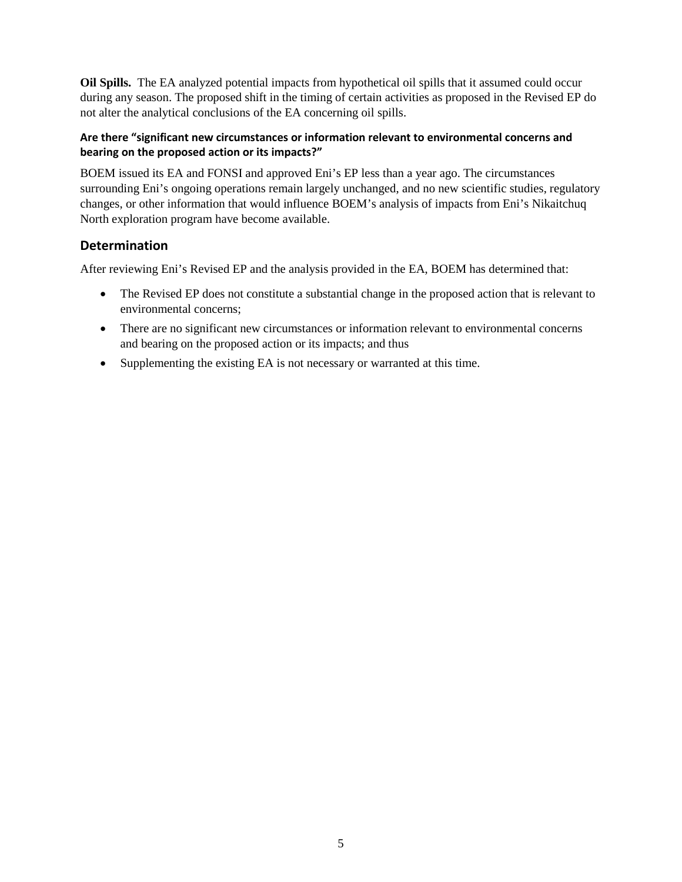**Oil Spills.** The EA analyzed potential impacts from hypothetical oil spills that it assumed could occur during any season. The proposed shift in the timing of certain activities as proposed in the Revised EP do not alter the analytical conclusions of the EA concerning oil spills.

#### Are there "significant new circumstances or information relevant to environmental concerns and bearing on the proposed action or its impacts?"

BOEM issued its EA and FONSI and approved Eni's EP less than a year ago. The circumstances surrounding Eni's ongoing operations remain largely unchanged, and no new scientific studies, regulatory changes, or other information that would influence BOEM's analysis of impacts from Eni's Nikaitchuq North exploration program have become available.

## Determination

After reviewing Eni's Revised EP and the analysis provided in the EA, BOEM has determined that:

- The Revised EP does not constitute a substantial change in the proposed action that is relevant to environmental concerns;
- There are no significant new circumstances or information relevant to environmental concerns and bearing on the proposed action or its impacts; and thus
- Supplementing the existing EA is not necessary or warranted at this time.